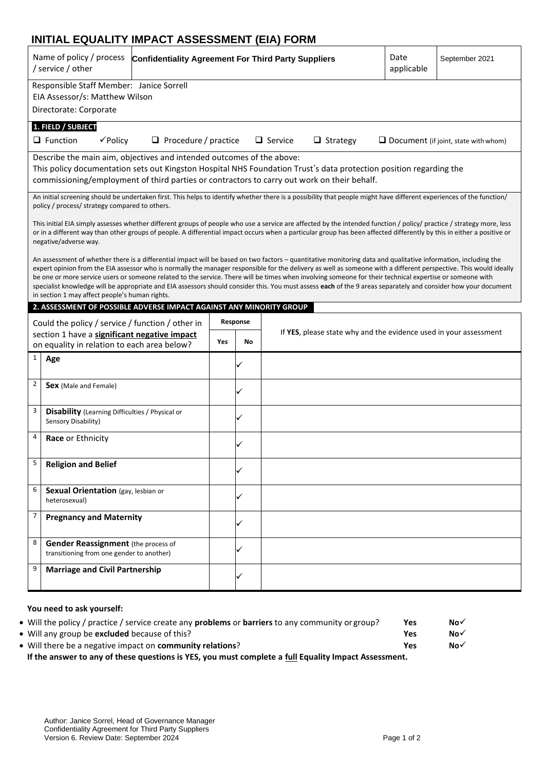# INITIAL EQUALITY IMPACT ASSESSMENT (EIA) FORM

| Name of policy / process / service / other | **Confidentiality Agreement For Third Party Suppliers** | Date applicable | September 2021 |
|---|---|---|---|

Responsible Staff Member: Janice Sorrell
EIA Assessor/s: Matthew Wilson
Directorate: Corporate

**1. FIELD / SUBJECT**

❑ Function ✓Policy ❑ Procedure / practice ❑ Service ❑ Strategy ❑ Document (if joint, state with whom)

Describe the main aim, objectives and intended outcomes of the above:
This policy documentation sets out Kingston Hospital NHS Foundation Trust's data protection position regarding the commissioning/employment of third parties or contractors to carry out work on their behalf.

An initial screening should be undertaken first. This helps to identify whether there is a possibility that people might have different experiences of the function/ policy / process/ strategy compared to others.

This initial EIA simply assesses whether different groups of people who use a service are affected by the intended function / policy/ practice / strategy more, less or in a different way than other groups of people. A differential impact occurs when a particular group has been affected differently by this in either a positive or negative/adverse way.

An assessment of whether there is a differential impact will be based on two factors – quantitative monitoring data and qualitative information, including the expert opinion from the EIA assessor who is normally the manager responsible for the delivery as well as someone with a different perspective. This would ideally be one or more service users or someone related to the service. There will be times when involving someone for their technical expertise or someone with specialist knowledge will be appropriate and EIA assessors should consider this. You must assess **each** of the 9 areas separately and consider how your document in section 1 may affect people's human rights.

**2. ASSESSMENT OF POSSIBLE ADVERSE IMPACT AGAINST ANY MINORITY GROUP**

| Could the policy / service / function / other in section 1 have a **significant negative impact** on equality in relation to each area below? | | Response | | If **YES**, please state why and the evidence used in your assessment |
|---|---|---|---|---|
| | | **Yes** | **No** | |
| 1 | **Age** | | ✓ | |
| 2 | **Sex** (Male and Female) | | ✓ | |
| 3 | **Disability** (Learning Difficulties / Physical or Sensory Disability) | | ✓ | |
| 4 | **Race** or Ethnicity | | ✓ | |
| 5 | **Religion and Belief** | | ✓ | |
| 6 | **Sexual Orientation** (gay, lesbian or heterosexual) | | ✓ | |
| 7 | **Pregnancy and Maternity** | | ✓ | |
| 8 | **Gender Reassignment** (the process of transitioning from one gender to another) | | ✓ | |
| 9 | **Marriage and Civil Partnership** | | ✓ | |

**You need to ask yourself:**

- Will the policy / practice / service create any **problems** or **barriers** to any community or group? **Yes** **No**✓
- Will any group be **excluded** because of this? **Yes** **No**✓
- Will there be a negative impact on **community relations**? **Yes** **No**✓

**If the answer to any of these questions is YES, you must complete a full Equality Impact Assessment.**

Author: Janice Sorrel, Head of Governance Manager
Confidentiality Agreement for Third Party Suppliers
Version 6. Review Date: September 2024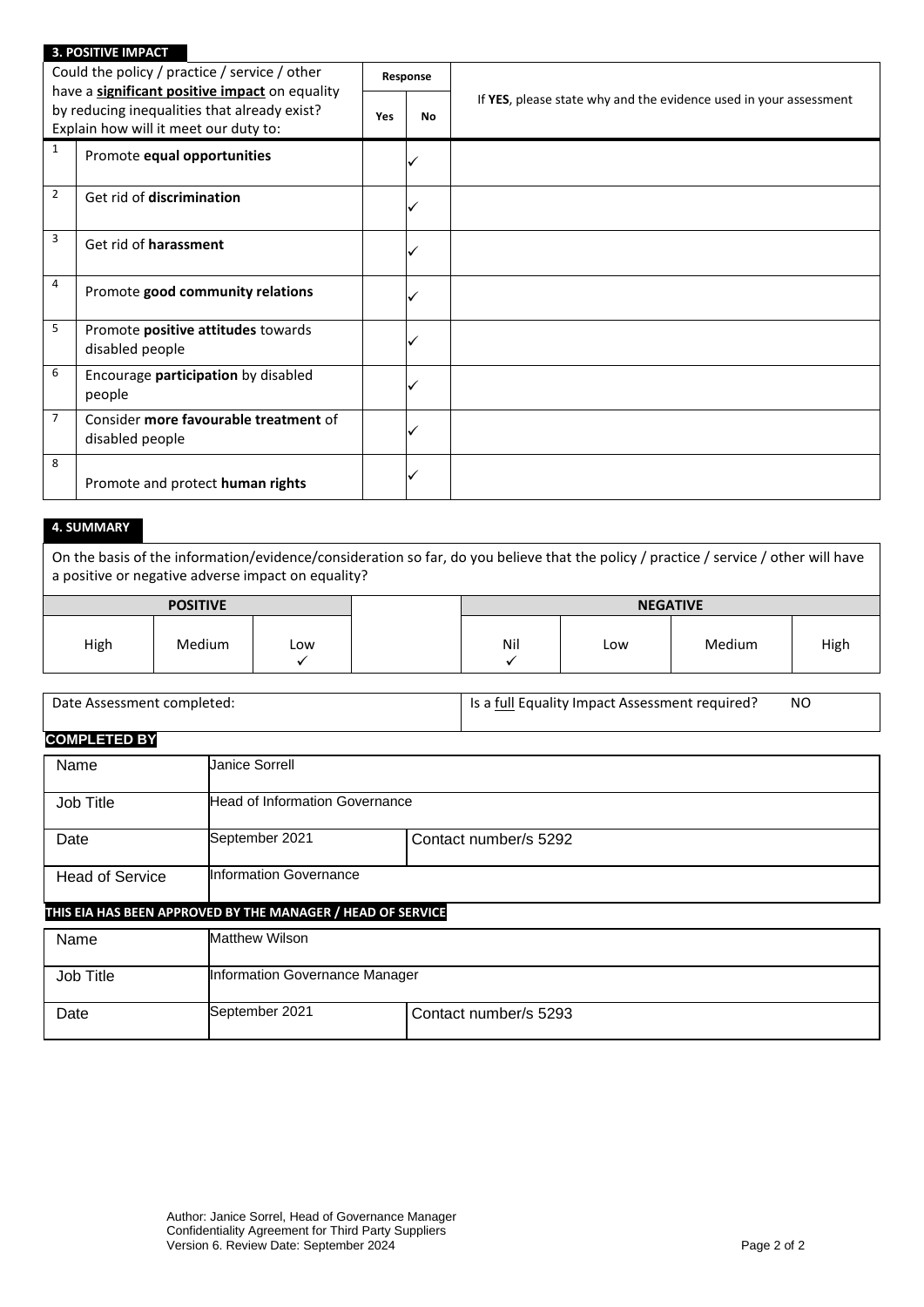### 3. POSITIVE IMPACT

| Could the policy / practice / service / other have a **significant positive impact** on equality by reducing inequalities that already exist? Explain how will it meet our duty to: | | Response | | If **YES**, please state why and the evidence used in your assessment |
|---|---|---|---|---|
| | | Yes | No | |
| 1 | Promote **equal opportunities** | | ✓ | |
| 2 | Get rid of **discrimination** | | ✓ | |
| 3 | Get rid of **harassment** | | ✓ | |
| 4 | Promote **good community relations** | | ✓ | |
| 5 | Promote **positive attitudes** towards disabled people | | ✓ | |
| 6 | Encourage **participation** by disabled people | | ✓ | |
| 7 | Consider **more favourable treatment** of disabled people | | ✓ | |
| 8 | Promote and protect **human rights** | | ✓ | |

### 4. SUMMARY

On the basis of the information/evidence/consideration so far, do you believe that the policy / practice / service / other will have a positive or negative adverse impact on equality?

| POSITIVE | | | | NEGATIVE | | | |
|---|---|---|---|---|---|---|---|
| High | Medium | Low ✓ | | Nil ✓ | Low | Medium | High |

| | |
|---|---|
| Date Assessment completed: | Is a full Equality Impact Assessment required? NO |

**COMPLETED BY**

| | | |
|---|---|---|
| Name | Janice Sorrell | |
| Job Title | Head of Information Governance | |
| Date | September 2021 | Contact number/s 5292 |
| Head of Service | Information Governance | |

**THIS EIA HAS BEEN APPROVED BY THE MANAGER / HEAD OF SERVICE**

| | | |
|---|---|---|
| Name | Matthew Wilson | |
| Job Title | Information Governance Manager | |
| Date | September 2021 | Contact number/s 5293 |

Author: Janice Sorrel, Head of Governance Manager
Confidentiality Agreement for Third Party Suppliers
Version 6. Review Date: September 2024